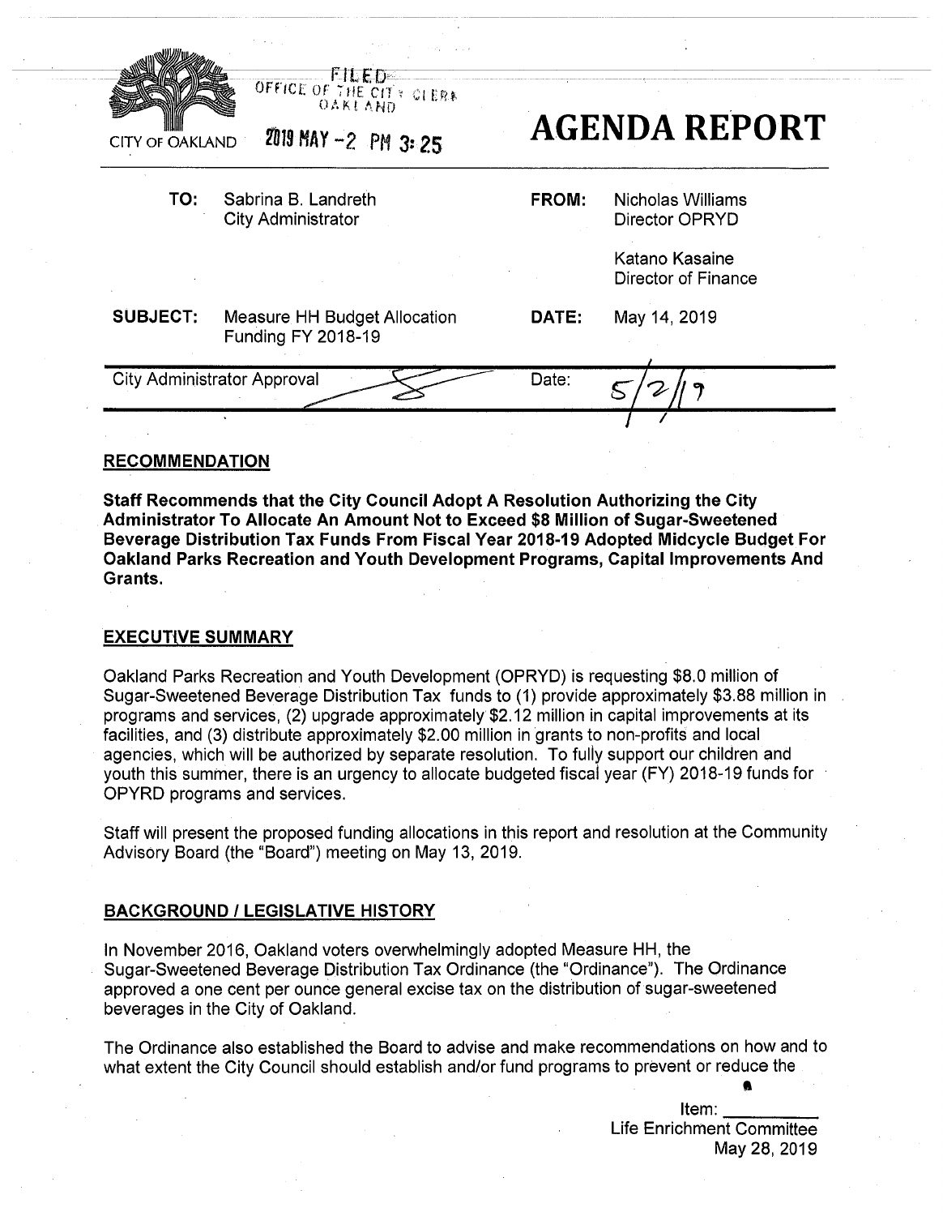CITY OF OAKLAND

FILED
OFFICE OF THE CITY CLERK
OAKLAND

2019 MAY -2 PM 3:25

# AGENDA REPORT

| | | | |
|---|---|---|---|
| **TO:** | Sabrina B. Landreth<br>City Administrator | **FROM:** | Nicholas Williams<br>Director OPRYD<br><br>Katano Kasaine<br>Director of Finance |
| **SUBJECT:** | Measure HH Budget Allocation Funding FY 2018-19 | **DATE:** | May 14, 2019 |

| | |
|---|---|
| City Administrator Approval | Date: 5/2/19 |

## RECOMMENDATION

**Staff Recommends that the City Council Adopt A Resolution Authorizing the City Administrator To Allocate An Amount Not to Exceed $8 Million of Sugar-Sweetened Beverage Distribution Tax Funds From Fiscal Year 2018-19 Adopted Midcycle Budget For Oakland Parks Recreation and Youth Development Programs, Capital Improvements And Grants.**

## EXECUTIVE SUMMARY

Oakland Parks Recreation and Youth Development (OPRYD) is requesting $8.0 million of Sugar-Sweetened Beverage Distribution Tax funds to (1) provide approximately $3.88 million in programs and services, (2) upgrade approximately $2.12 million in capital improvements at its facilities, and (3) distribute approximately $2.00 million in grants to non-profits and local agencies, which will be authorized by separate resolution. To fully support our children and youth this summer, there is an urgency to allocate budgeted fiscal year (FY) 2018-19 funds for OPYRD programs and services.

Staff will present the proposed funding allocations in this report and resolution at the Community Advisory Board (the "Board") meeting on May 13, 2019.

## BACKGROUND / LEGISLATIVE HISTORY

In November 2016, Oakland voters overwhelmingly adopted Measure HH, the Sugar-Sweetened Beverage Distribution Tax Ordinance (the "Ordinance"). The Ordinance approved a one cent per ounce general excise tax on the distribution of sugar-sweetened beverages in the City of Oakland.

The Ordinance also established the Board to advise and make recommendations on how and to what extent the City Council should establish and/or fund programs to prevent or reduce the

Item: \_\_\_\_\_\_\_\_\_
Life Enrichment Committee
May 28, 2019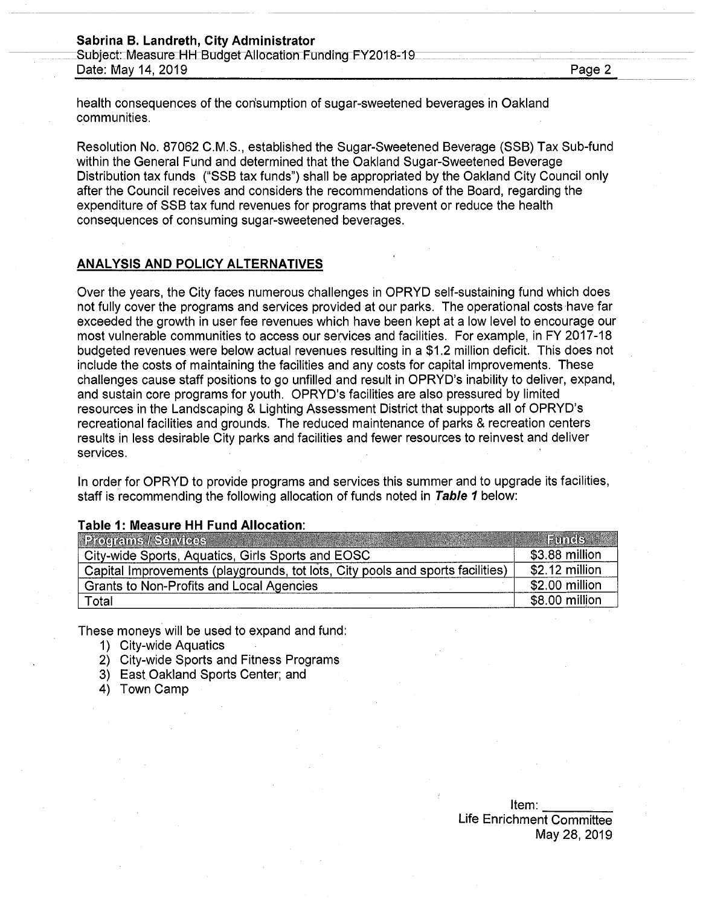health consequences of the consumption of sugar-sweetened beverages in Oakland communities.

Resolution No. 87062 C.M.S., established the Sugar-Sweetened Beverage (SSB) Tax Sub-fund within the General Fund and determined that the Oakland Sugar-Sweetened Beverage Distribution tax funds ("SSB tax funds") shall be appropriated by the Oakland City Council only after the Council receives and considers the recommendations of the Board, regarding the expenditure of SSB tax fund revenues for programs that prevent or reduce the health consequences of consuming sugar-sweetened beverages.

## ANALYSIS AND POLICY ALTERNATIVES

Over the years, the City faces numerous challenges in OPRYD self-sustaining fund which does not fully cover the programs and services provided at our parks. The operational costs have far exceeded the growth in user fee revenues which have been kept at a low level to encourage our most vulnerable communities to access our services and facilities. For example, in FY 2017-18 budgeted revenues were below actual revenues resulting in a $1.2 million deficit. This does not include the costs of maintaining the facilities and any costs for capital improvements. These challenges cause staff positions to go unfilled and result in OPRYD's inability to deliver, expand, and sustain core programs for youth. OPRYD's facilities are also pressured by limited resources in the Landscaping & Lighting Assessment District that supports all of OPRYD's recreational facilities and grounds. The reduced maintenance of parks & recreation centers results in less desirable City parks and facilities and fewer resources to reinvest and deliver services.

In order for OPRYD to provide programs and services this summer and to upgrade its facilities, staff is recommending the following allocation of funds noted in ***Table 1*** below:

**Table 1: Measure HH Fund Allocation:**

| Programs / Services | Funds |
|---|---|
| City-wide Sports, Aquatics, Girls Sports and EOSC | $3.88 million |
| Capital Improvements (playgrounds, tot lots, City pools and sports facilities) | $2.12 million |
| Grants to Non-Profits and Local Agencies | $2.00 million |
| Total | $8.00 million |

These moneys will be used to expand and fund:

1) City-wide Aquatics
2) City-wide Sports and Fitness Programs
3) East Oakland Sports Center; and
4) Town Camp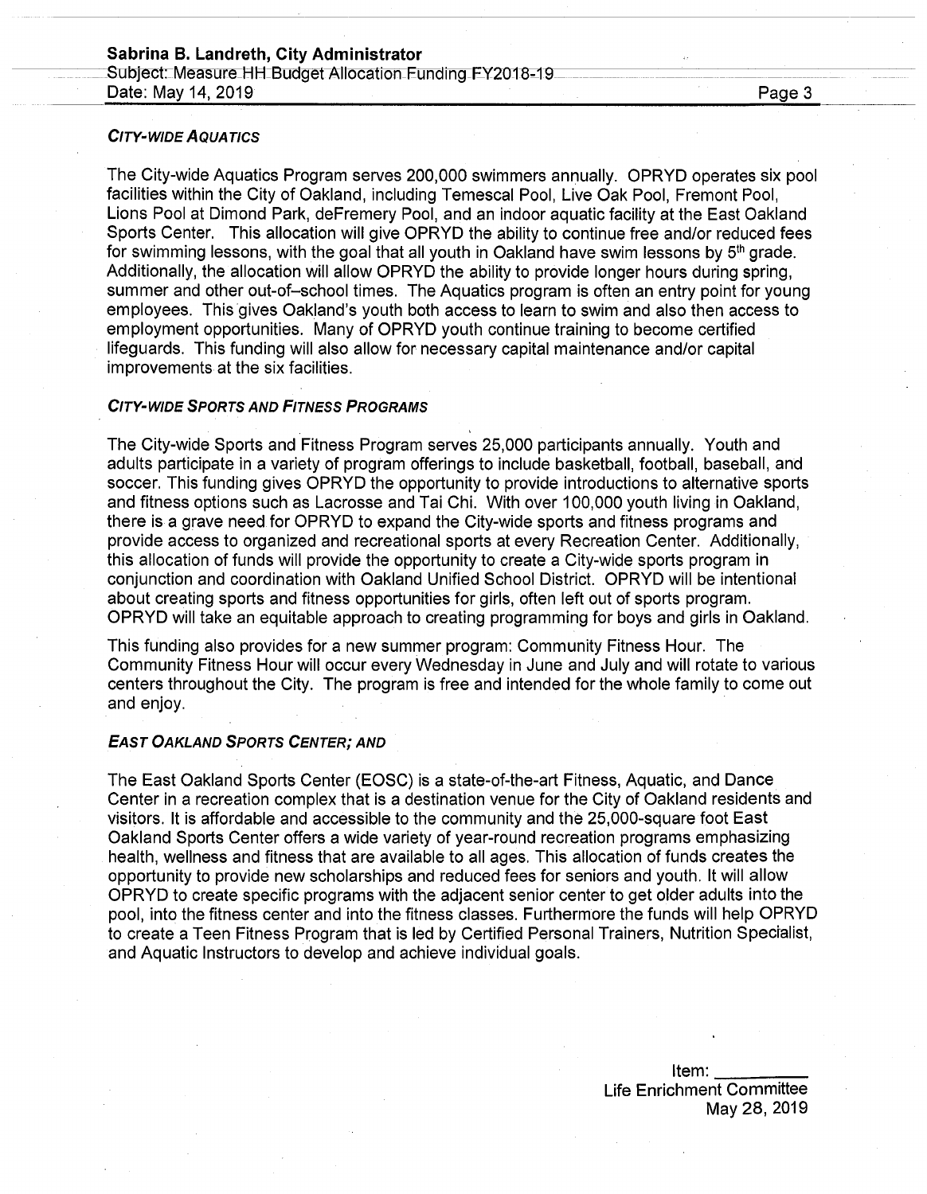### *CITY-WIDE AQUATICS*

The City-wide Aquatics Program serves 200,000 swimmers annually. OPRYD operates six pool facilities within the City of Oakland, including Temescal Pool, Live Oak Pool, Fremont Pool, Lions Pool at Dimond Park, deFremery Pool, and an indoor aquatic facility at the East Oakland Sports Center. This allocation will give OPRYD the ability to continue free and/or reduced fees for swimming lessons, with the goal that all youth in Oakland have swim lessons by 5th grade. Additionally, the allocation will allow OPRYD the ability to provide longer hours during spring, summer and other out-of–school times. The Aquatics program is often an entry point for young employees. This gives Oakland's youth both access to learn to swim and also then access to employment opportunities. Many of OPRYD youth continue training to become certified lifeguards. This funding will also allow for necessary capital maintenance and/or capital improvements at the six facilities.

### *CITY-WIDE SPORTS AND FITNESS PROGRAMS*

The City-wide Sports and Fitness Program serves 25,000 participants annually. Youth and adults participate in a variety of program offerings to include basketball, football, baseball, and soccer. This funding gives OPRYD the opportunity to provide introductions to alternative sports and fitness options such as Lacrosse and Tai Chi. With over 100,000 youth living in Oakland, there is a grave need for OPRYD to expand the City-wide sports and fitness programs and provide access to organized and recreational sports at every Recreation Center. Additionally, this allocation of funds will provide the opportunity to create a City-wide sports program in conjunction and coordination with Oakland Unified School District. OPRYD will be intentional about creating sports and fitness opportunities for girls, often left out of sports program. OPRYD will take an equitable approach to creating programming for boys and girls in Oakland.

This funding also provides for a new summer program: Community Fitness Hour. The Community Fitness Hour will occur every Wednesday in June and July and will rotate to various centers throughout the City. The program is free and intended for the whole family to come out and enjoy.

### *EAST OAKLAND SPORTS CENTER; AND*

The East Oakland Sports Center (EOSC) is a state-of-the-art Fitness, Aquatic, and Dance Center in a recreation complex that is a destination venue for the City of Oakland residents and visitors. It is affordable and accessible to the community and the 25,000-square foot East Oakland Sports Center offers a wide variety of year-round recreation programs emphasizing health, wellness and fitness that are available to all ages. This allocation of funds creates the opportunity to provide new scholarships and reduced fees for seniors and youth. It will allow OPRYD to create specific programs with the adjacent senior center to get older adults into the pool, into the fitness center and into the fitness classes. Furthermore the funds will help OPRYD to create a Teen Fitness Program that is led by Certified Personal Trainers, Nutrition Specialist, and Aquatic Instructors to develop and achieve individual goals.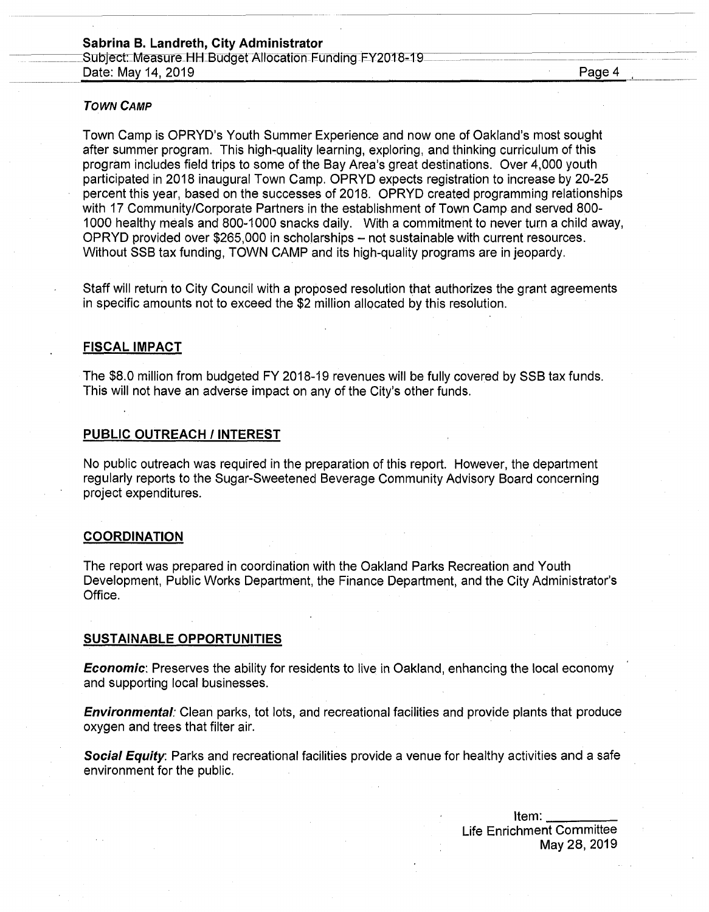### *Town Camp*

Town Camp is OPRYD's Youth Summer Experience and now one of Oakland's most sought after summer program. This high-quality learning, exploring, and thinking curriculum of this program includes field trips to some of the Bay Area's great destinations. Over 4,000 youth participated in 2018 inaugural Town Camp. OPRYD expects registration to increase by 20-25 percent this year, based on the successes of 2018. OPRYD created programming relationships with 17 Community/Corporate Partners in the establishment of Town Camp and served 800-1000 healthy meals and 800-1000 snacks daily. With a commitment to never turn a child away, OPRYD provided over $265,000 in scholarships – not sustainable with current resources. Without SSB tax funding, TOWN CAMP and its high-quality programs are in jeopardy.

Staff will return to City Council with a proposed resolution that authorizes the grant agreements in specific amounts not to exceed the $2 million allocated by this resolution.

## FISCAL IMPACT

The $8.0 million from budgeted FY 2018-19 revenues will be fully covered by SSB tax funds. This will not have an adverse impact on any of the City's other funds.

## PUBLIC OUTREACH / INTEREST

No public outreach was required in the preparation of this report. However, the department regularly reports to the Sugar-Sweetened Beverage Community Advisory Board concerning project expenditures.

## COORDINATION

The report was prepared in coordination with the Oakland Parks Recreation and Youth Development, Public Works Department, the Finance Department, and the City Administrator's Office.

## SUSTAINABLE OPPORTUNITIES

***Economic***: Preserves the ability for residents to live in Oakland, enhancing the local economy and supporting local businesses.

***Environmental***: Clean parks, tot lots, and recreational facilities and provide plants that produce oxygen and trees that filter air.

***Social Equity***: Parks and recreational facilities provide a venue for healthy activities and a safe environment for the public.

Item: ___________
Life Enrichment Committee
May 28, 2019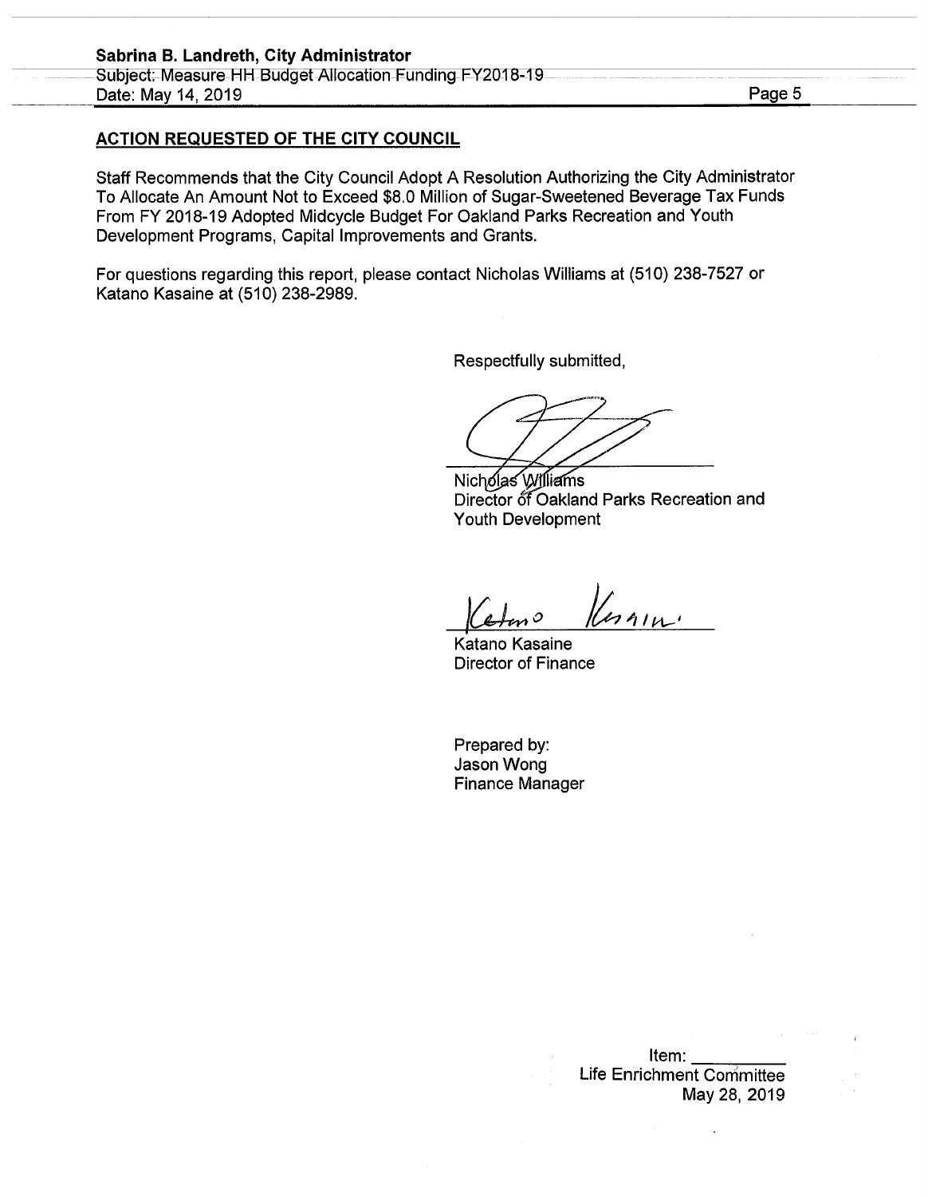## ACTION REQUESTED OF THE CITY COUNCIL

Staff Recommends that the City Council Adopt A Resolution Authorizing the City Administrator To Allocate An Amount Not to Exceed $8.0 Million of Sugar-Sweetened Beverage Tax Funds From FY 2018-19 Adopted Midcycle Budget For Oakland Parks Recreation and Youth Development Programs, Capital Improvements and Grants.

For questions regarding this report, please contact Nicholas Williams at (510) 238-7527 or Katano Kasaine at (510) 238-2989.

Respectfully submitted,

Nicholas Williams
Director of Oakland Parks Recreation and Youth Development

Katano Kasaine
Director of Finance

Prepared by:
Jason Wong
Finance Manager

Item: ___________
Life Enrichment Committee
May 28, 2019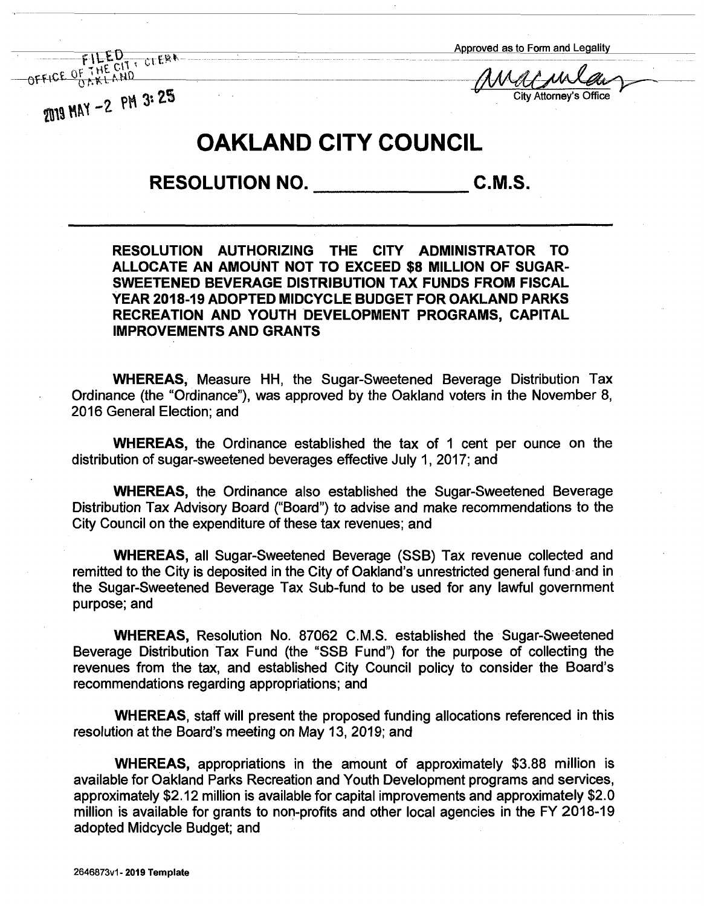FILED
OFFICE OF THE CITY CLERK
OAKLAND

2019 MAY -2 PM 3:25

Approved as to Form and Legality

City Attorney's Office

# OAKLAND CITY COUNCIL

## RESOLUTION NO. _______________ C.M.S.

**RESOLUTION AUTHORIZING THE CITY ADMINISTRATOR TO ALLOCATE AN AMOUNT NOT TO EXCEED $8 MILLION OF SUGAR-SWEETENED BEVERAGE DISTRIBUTION TAX FUNDS FROM FISCAL YEAR 2018-19 ADOPTED MIDCYCLE BUDGET FOR OAKLAND PARKS RECREATION AND YOUTH DEVELOPMENT PROGRAMS, CAPITAL IMPROVEMENTS AND GRANTS**

**WHEREAS,** Measure HH, the Sugar-Sweetened Beverage Distribution Tax Ordinance (the "Ordinance"), was approved by the Oakland voters in the November 8, 2016 General Election; and

**WHEREAS,** the Ordinance established the tax of 1 cent per ounce on the distribution of sugar-sweetened beverages effective July 1, 2017; and

**WHEREAS,** the Ordinance also established the Sugar-Sweetened Beverage Distribution Tax Advisory Board ("Board") to advise and make recommendations to the City Council on the expenditure of these tax revenues; and

**WHEREAS,** all Sugar-Sweetened Beverage (SSB) Tax revenue collected and remitted to the City is deposited in the City of Oakland's unrestricted general fund and in the Sugar-Sweetened Beverage Tax Sub-fund to be used for any lawful government purpose; and

**WHEREAS,** Resolution No. 87062 C.M.S. established the Sugar-Sweetened Beverage Distribution Tax Fund (the "SSB Fund") for the purpose of collecting the revenues from the tax, and established City Council policy to consider the Board's recommendations regarding appropriations; and

**WHEREAS,** staff will present the proposed funding allocations referenced in this resolution at the Board's meeting on May 13, 2019; and

**WHEREAS,** appropriations in the amount of approximately $3.88 million is available for Oakland Parks Recreation and Youth Development programs and services, approximately $2.12 million is available for capital improvements and approximately $2.0 million is available for grants to non-profits and other local agencies in the FY 2018-19 adopted Midcycle Budget; and

2646873v1- 2019 Template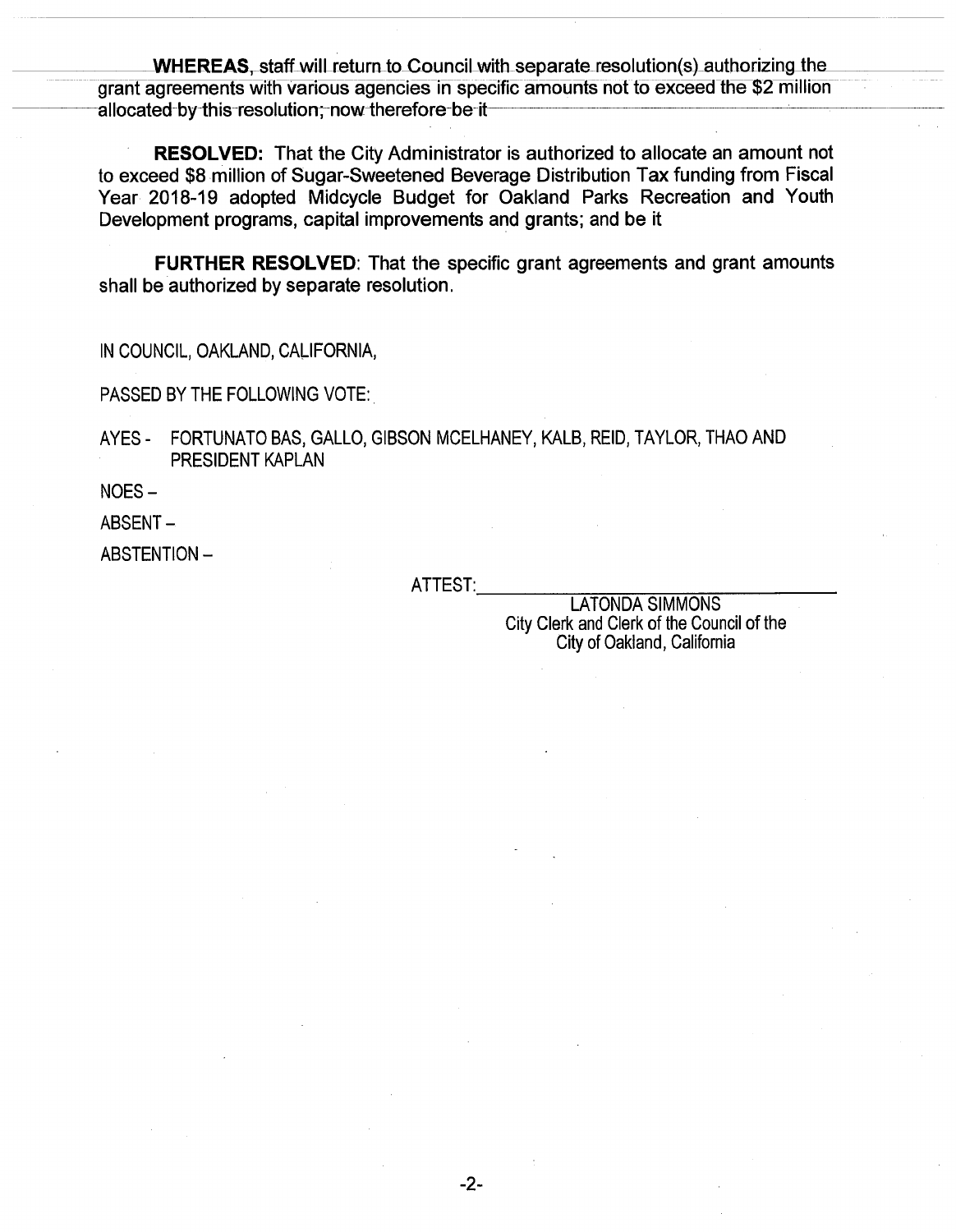**WHEREAS**, staff will return to Council with separate resolution(s) authorizing the grant agreements with various agencies in specific amounts not to exceed the $2 million allocated by this resolution; now therefore be it

**RESOLVED:** That the City Administrator is authorized to allocate an amount not to exceed $8 million of Sugar-Sweetened Beverage Distribution Tax funding from Fiscal Year 2018-19 adopted Midcycle Budget for Oakland Parks Recreation and Youth Development programs, capital improvements and grants; and be it

**FURTHER RESOLVED**: That the specific grant agreements and grant amounts shall be authorized by separate resolution.

IN COUNCIL, OAKLAND, CALIFORNIA,

PASSED BY THE FOLLOWING VOTE:

AYES - FORTUNATO BAS, GALLO, GIBSON MCELHANEY, KALB, REID, TAYLOR, THAO AND PRESIDENT KAPLAN

NOES –

ABSENT –

ABSTENTION –

ATTEST:\_\_\_\_\_\_\_\_\_\_\_\_\_\_\_\_\_\_\_\_\_\_\_\_\_\_\_\_

LATONDA SIMMONS
City Clerk and Clerk of the Council of the
City of Oakland, California